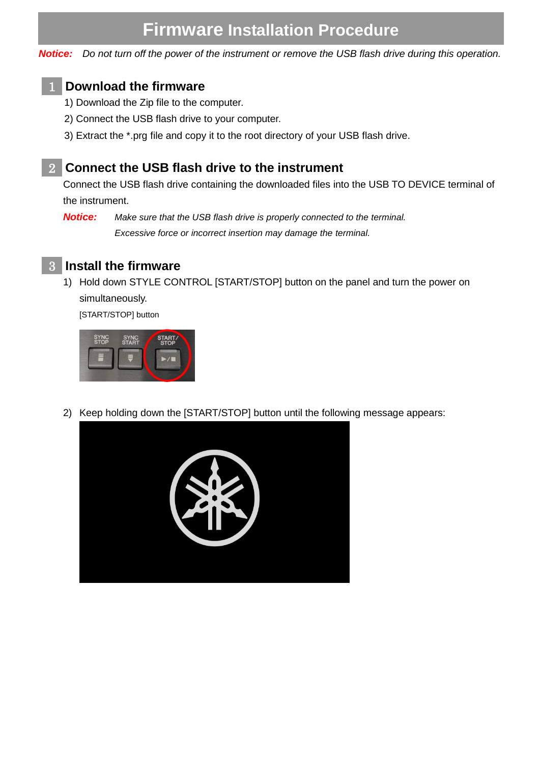# Firmware Installation Procedure

***Notice:*** *Do not turn off the power of the instrument or remove the USB flash drive during this operation.*

## 1 Download the firmware

1) Download the Zip file to the computer.

2) Connect the USB flash drive to your computer.

3) Extract the *.prg file and copy it to the root directory of your USB flash drive.

## 2 Connect the USB flash drive to the instrument

Connect the USB flash drive containing the downloaded files into the USB TO DEVICE terminal of the instrument.

***Notice:*** *Make sure that the USB flash drive is properly connected to the terminal. Excessive force or incorrect insertion may damage the terminal.*

## 3 Install the firmware

1) Hold down STYLE CONTROL [START/STOP] button on the panel and turn the power on simultaneously.

[START/STOP] button

2) Keep holding down the [START/STOP] button until the following message appears: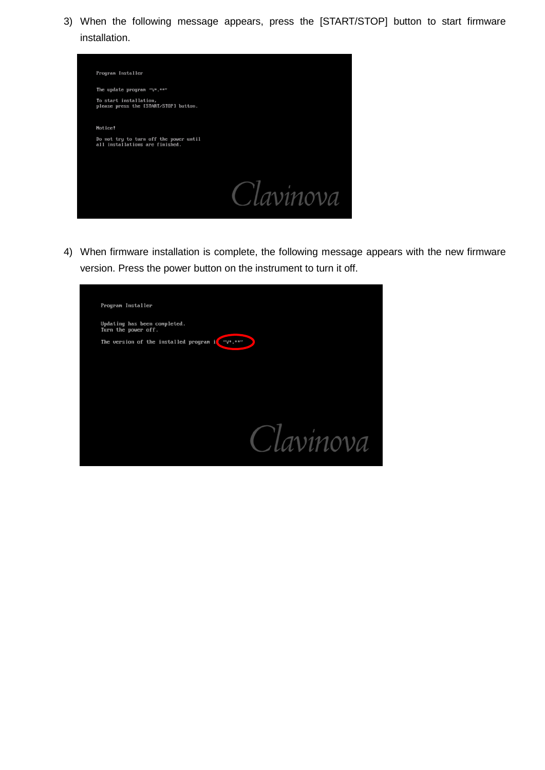3) When the following message appears, press the [START/STOP] button to start firmware installation.

```
Program Installer

The update program "V*.**"

To start installation,
please press the [START/STOP] button.


Notice!

Do not try to turn off the power until
all installations are finished.
```

4) When firmware installation is complete, the following message appears with the new firmware version. Press the power button on the instrument to turn it off.

```
Program Installer

Updating has been completed.
Turn the power off.

The version of the installed program is "V*.**"
```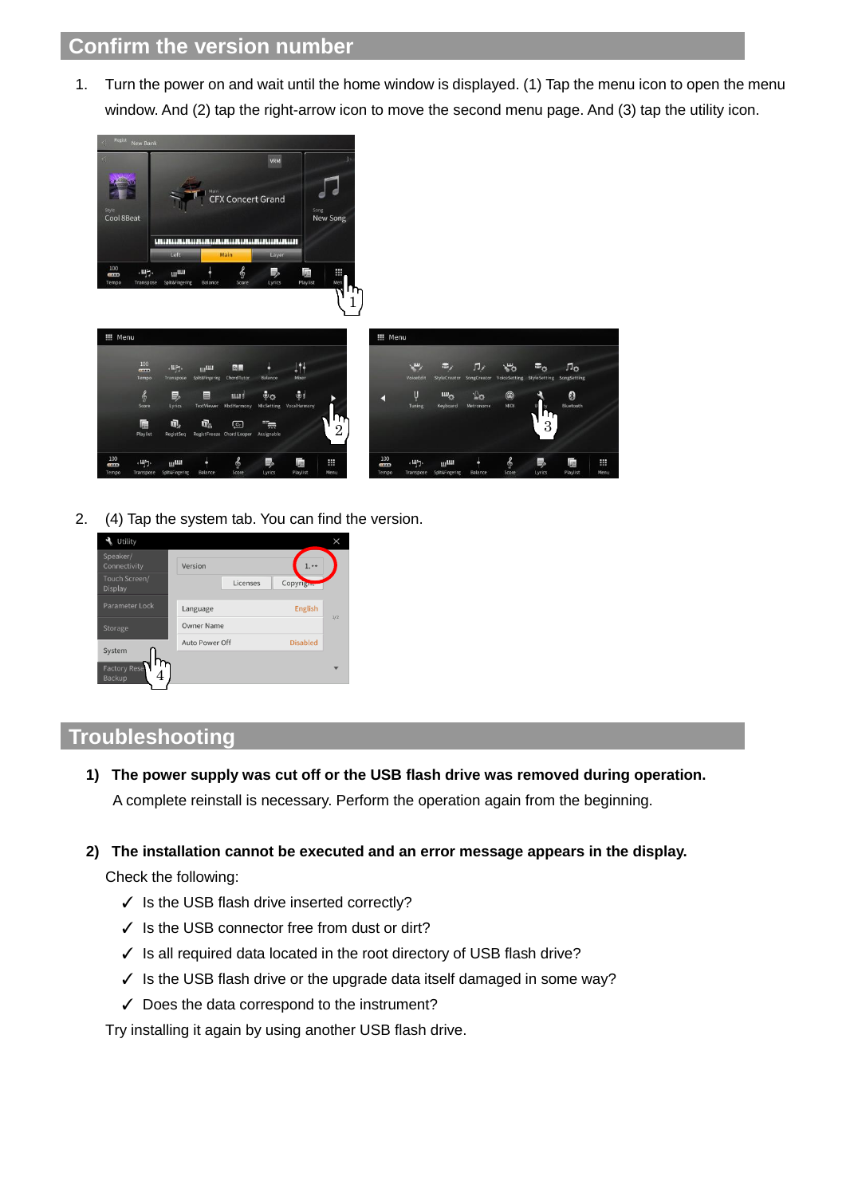## Confirm the version number

1. Turn the power on and wait until the home window is displayed. (1) Tap the menu icon to open the menu window. And (2) tap the right-arrow icon to move the second menu page. And (3) tap the utility icon.

2. (4) Tap the system tab. You can find the version.

## Troubleshooting

**1) The power supply was cut off or the USB flash drive was removed during operation.**

A complete reinstall is necessary. Perform the operation again from the beginning.

**2) The installation cannot be executed and an error message appears in the display.**

Check the following:

- ✓ Is the USB flash drive inserted correctly?
- ✓ Is the USB connector free from dust or dirt?
- ✓ Is all required data located in the root directory of USB flash drive?
- ✓ Is the USB flash drive or the upgrade data itself damaged in some way?
- ✓ Does the data correspond to the instrument?

Try installing it again by using another USB flash drive.